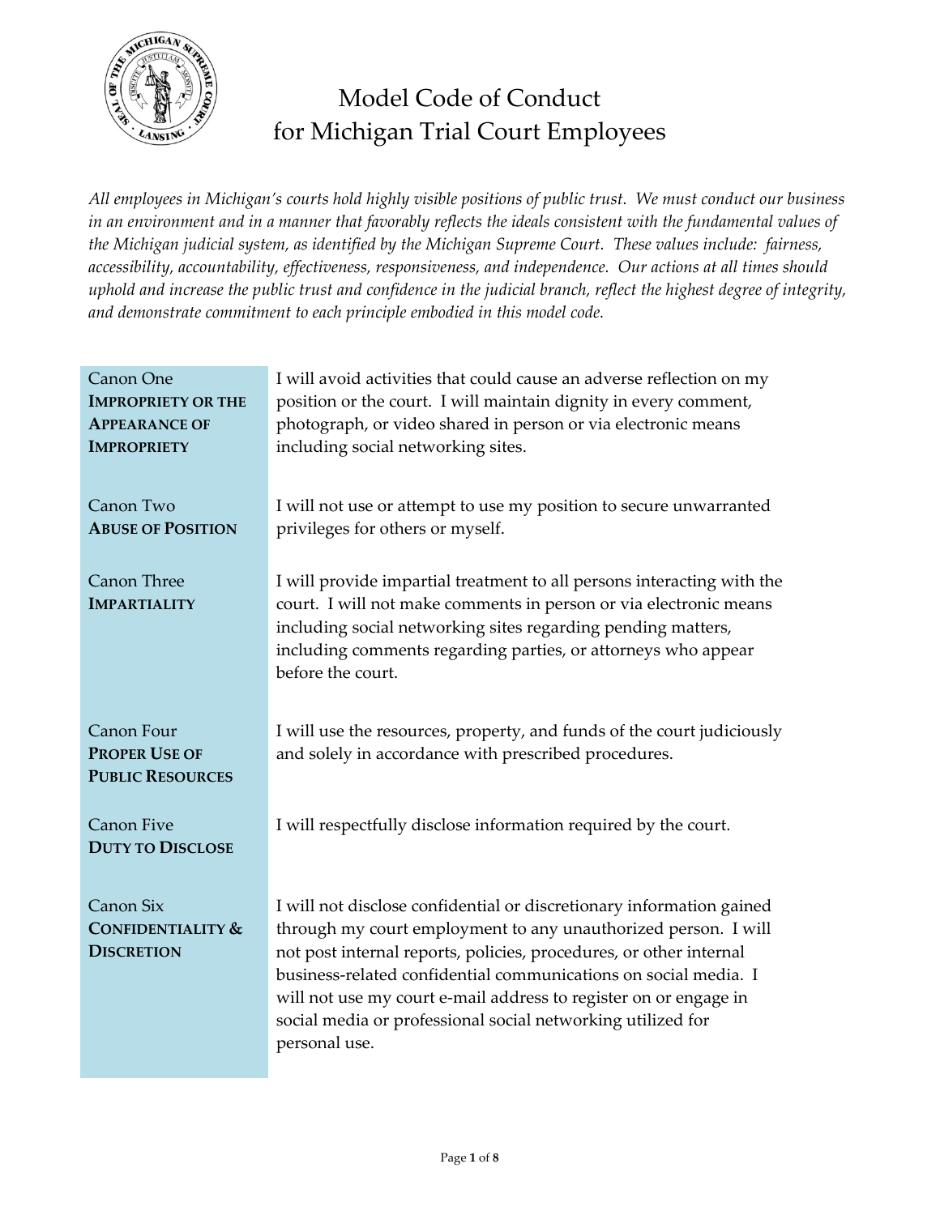# Model Code of Conduct for Michigan Trial Court Employees

*All employees in Michigan's courts hold highly visible positions of public trust. We must conduct our business in an environment and in a manner that favorably reflects the ideals consistent with the fundamental values of the Michigan judicial system, as identified by the Michigan Supreme Court. These values include: fairness, accessibility, accountability, effectiveness, responsiveness, and independence. Our actions at all times should uphold and increase the public trust and confidence in the judicial branch, reflect the highest degree of integrity, and demonstrate commitment to each principle embodied in this model code.*

| | |
|---|---|
| Canon One<br>**IMPROPRIETY OR THE APPEARANCE OF IMPROPRIETY** | I will avoid activities that could cause an adverse reflection on my position or the court. I will maintain dignity in every comment, photograph, or video shared in person or via electronic means including social networking sites. |
| Canon Two<br>**ABUSE OF POSITION** | I will not use or attempt to use my position to secure unwarranted privileges for others or myself. |
| Canon Three<br>**IMPARTIALITY** | I will provide impartial treatment to all persons interacting with the court. I will not make comments in person or via electronic means including social networking sites regarding pending matters, including comments regarding parties, or attorneys who appear before the court. |
| Canon Four<br>**PROPER USE OF PUBLIC RESOURCES** | I will use the resources, property, and funds of the court judiciously and solely in accordance with prescribed procedures. |
| Canon Five<br>**DUTY TO DISCLOSE** | I will respectfully disclose information required by the court. |
| Canon Six<br>**CONFIDENTIALITY & DISCRETION** | I will not disclose confidential or discretionary information gained through my court employment to any unauthorized person. I will not post internal reports, policies, procedures, or other internal business-related confidential communications on social media. I will not use my court e-mail address to register on or engage in social media or professional social networking utilized for personal use. |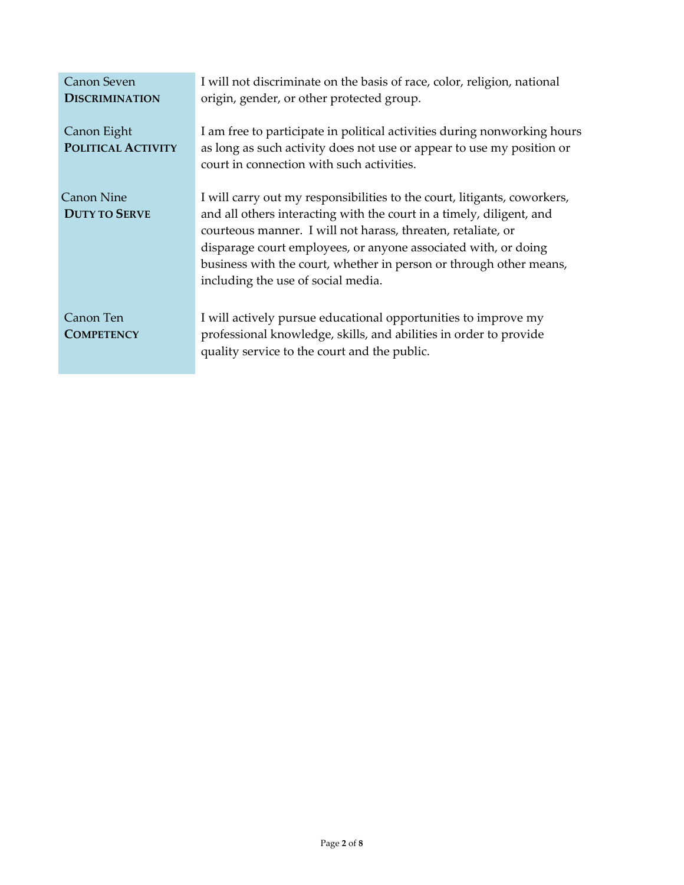| | |
|---|---|
| Canon Seven<br>**DISCRIMINATION** | I will not discriminate on the basis of race, color, religion, national origin, gender, or other protected group. |
| Canon Eight<br>**POLITICAL ACTIVITY** | I am free to participate in political activities during nonworking hours as long as such activity does not use or appear to use my position or court in connection with such activities. |
| Canon Nine<br>**DUTY TO SERVE** | I will carry out my responsibilities to the court, litigants, coworkers, and all others interacting with the court in a timely, diligent, and courteous manner. I will not harass, threaten, retaliate, or disparage court employees, or anyone associated with, or doing business with the court, whether in person or through other means, including the use of social media. |
| Canon Ten<br>**COMPETENCY** | I will actively pursue educational opportunities to improve my professional knowledge, skills, and abilities in order to provide quality service to the court and the public. |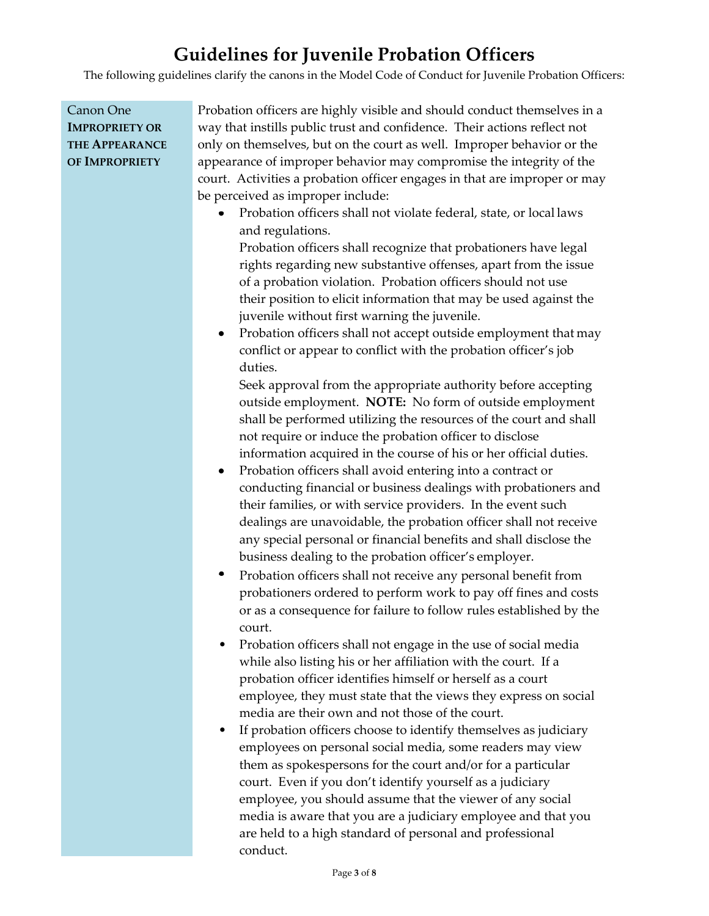# Guidelines for Juvenile Probation Officers

The following guidelines clarify the canons in the Model Code of Conduct for Juvenile Probation Officers:

## Canon One

### IMPROPRIETY OR THE APPEARANCE OF IMPROPRIETY

Probation officers are highly visible and should conduct themselves in a way that instills public trust and confidence. Their actions reflect not only on themselves, but on the court as well. Improper behavior or the appearance of improper behavior may compromise the integrity of the court. Activities a probation officer engages in that are improper or may be perceived as improper include:

- Probation officers shall not violate federal, state, or local laws and regulations.

  Probation officers shall recognize that probationers have legal rights regarding new substantive offenses, apart from the issue of a probation violation. Probation officers should not use their position to elicit information that may be used against the juvenile without first warning the juvenile.
- Probation officers shall not accept outside employment that may conflict or appear to conflict with the probation officer's job duties.

  Seek approval from the appropriate authority before accepting outside employment. **NOTE:** No form of outside employment shall be performed utilizing the resources of the court and shall not require or induce the probation officer to disclose information acquired in the course of his or her official duties.
- Probation officers shall avoid entering into a contract or conducting financial or business dealings with probationers and their families, or with service providers. In the event such dealings are unavoidable, the probation officer shall not receive any special personal or financial benefits and shall disclose the business dealing to the probation officer's employer.
- Probation officers shall not receive any personal benefit from probationers ordered to perform work to pay off fines and costs or as a consequence for failure to follow rules established by the court.
- Probation officers shall not engage in the use of social media while also listing his or her affiliation with the court. If a probation officer identifies himself or herself as a court employee, they must state that the views they express on social media are their own and not those of the court.
- If probation officers choose to identify themselves as judiciary employees on personal social media, some readers may view them as spokespersons for the court and/or for a particular court. Even if you don't identify yourself as a judiciary employee, you should assume that the viewer of any social media is aware that you are a judiciary employee and that you are held to a high standard of personal and professional conduct.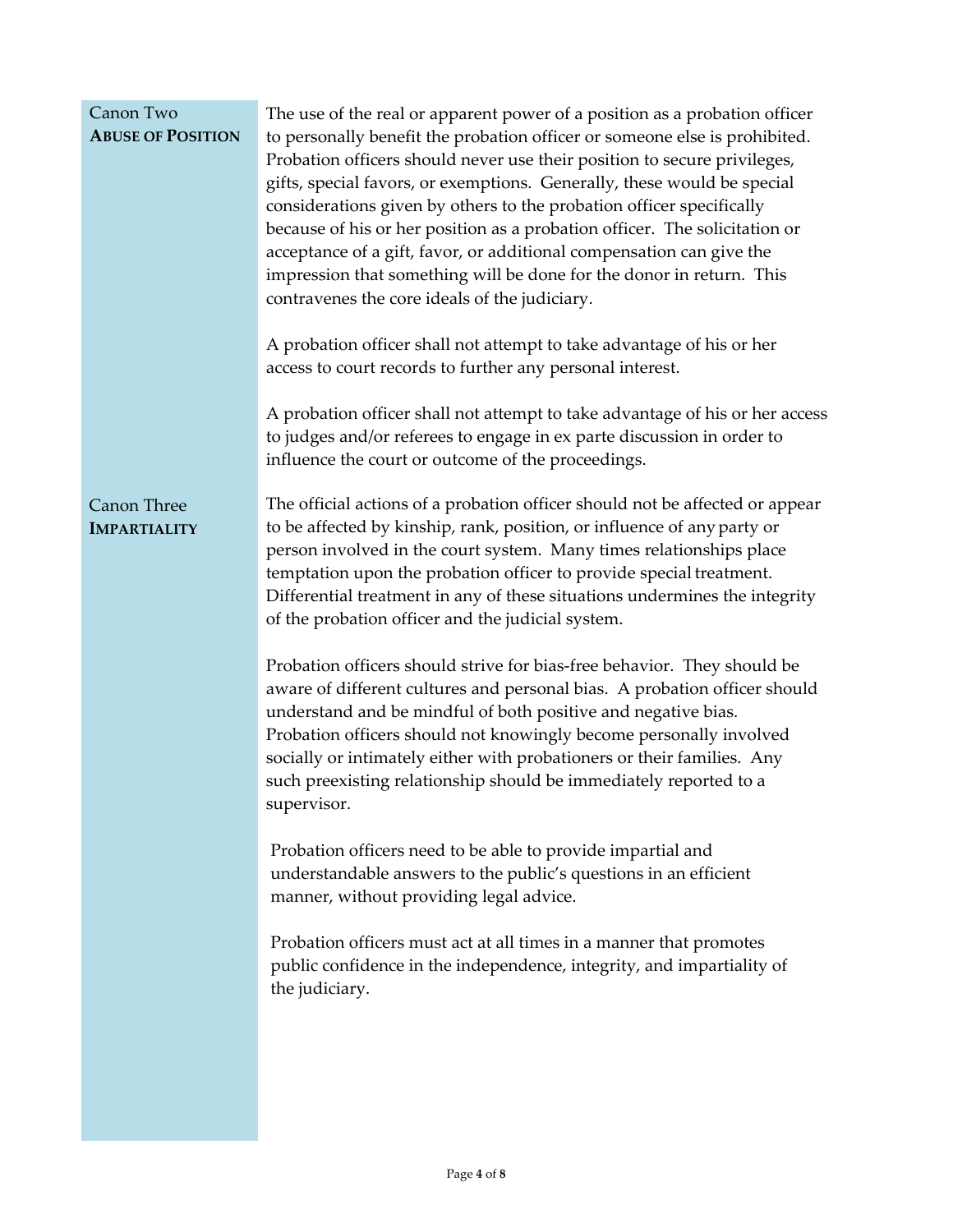## Canon Two **ABUSE OF POSITION**

The use of the real or apparent power of a position as a probation officer to personally benefit the probation officer or someone else is prohibited. Probation officers should never use their position to secure privileges, gifts, special favors, or exemptions. Generally, these would be special considerations given by others to the probation officer specifically because of his or her position as a probation officer. The solicitation or acceptance of a gift, favor, or additional compensation can give the impression that something will be done for the donor in return. This contravenes the core ideals of the judiciary.

A probation officer shall not attempt to take advantage of his or her access to court records to further any personal interest.

A probation officer shall not attempt to take advantage of his or her access to judges and/or referees to engage in ex parte discussion in order to influence the court or outcome of the proceedings.

## Canon Three **IMPARTIALITY**

The official actions of a probation officer should not be affected or appear to be affected by kinship, rank, position, or influence of any party or person involved in the court system. Many times relationships place temptation upon the probation officer to provide special treatment. Differential treatment in any of these situations undermines the integrity of the probation officer and the judicial system.

Probation officers should strive for bias-free behavior. They should be aware of different cultures and personal bias. A probation officer should understand and be mindful of both positive and negative bias. Probation officers should not knowingly become personally involved socially or intimately either with probationers or their families. Any such preexisting relationship should be immediately reported to a supervisor.

Probation officers need to be able to provide impartial and understandable answers to the public's questions in an efficient manner, without providing legal advice.

Probation officers must act at all times in a manner that promotes public confidence in the independence, integrity, and impartiality of the judiciary.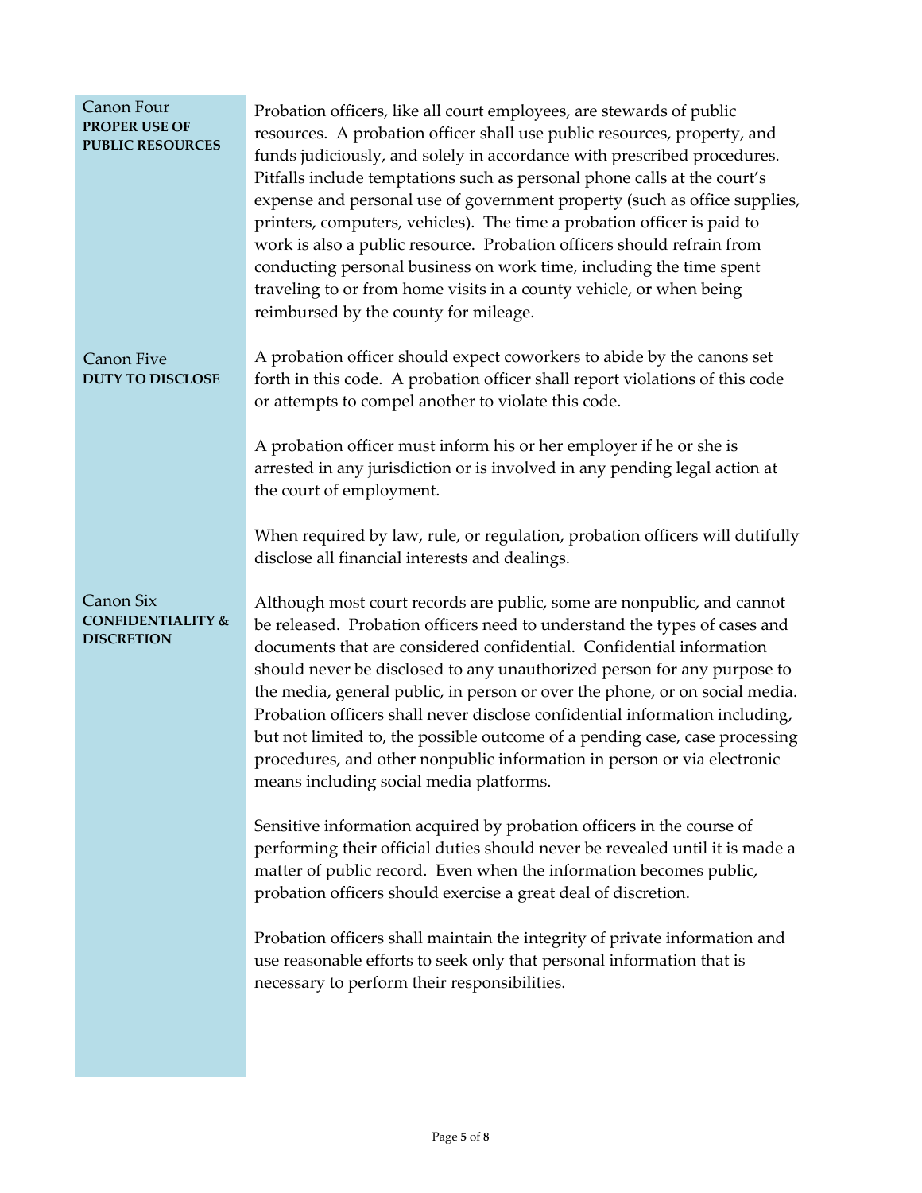## Canon Four
**PROPER USE OF PUBLIC RESOURCES**

Probation officers, like all court employees, are stewards of public resources. A probation officer shall use public resources, property, and funds judiciously, and solely in accordance with prescribed procedures. Pitfalls include temptations such as personal phone calls at the court's expense and personal use of government property (such as office supplies, printers, computers, vehicles). The time a probation officer is paid to work is also a public resource. Probation officers should refrain from conducting personal business on work time, including the time spent traveling to or from home visits in a county vehicle, or when being reimbursed by the county for mileage.

## Canon Five
**DUTY TO DISCLOSE**

A probation officer should expect coworkers to abide by the canons set forth in this code. A probation officer shall report violations of this code or attempts to compel another to violate this code.

A probation officer must inform his or her employer if he or she is arrested in any jurisdiction or is involved in any pending legal action at the court of employment.

When required by law, rule, or regulation, probation officers will dutifully disclose all financial interests and dealings.

## Canon Six
**CONFIDENTIALITY & DISCRETION**

Although most court records are public, some are nonpublic, and cannot be released. Probation officers need to understand the types of cases and documents that are considered confidential. Confidential information should never be disclosed to any unauthorized person for any purpose to the media, general public, in person or over the phone, or on social media. Probation officers shall never disclose confidential information including, but not limited to, the possible outcome of a pending case, case processing procedures, and other nonpublic information in person or via electronic means including social media platforms.

Sensitive information acquired by probation officers in the course of performing their official duties should never be revealed until it is made a matter of public record. Even when the information becomes public, probation officers should exercise a great deal of discretion.

Probation officers shall maintain the integrity of private information and use reasonable efforts to seek only that personal information that is necessary to perform their responsibilities.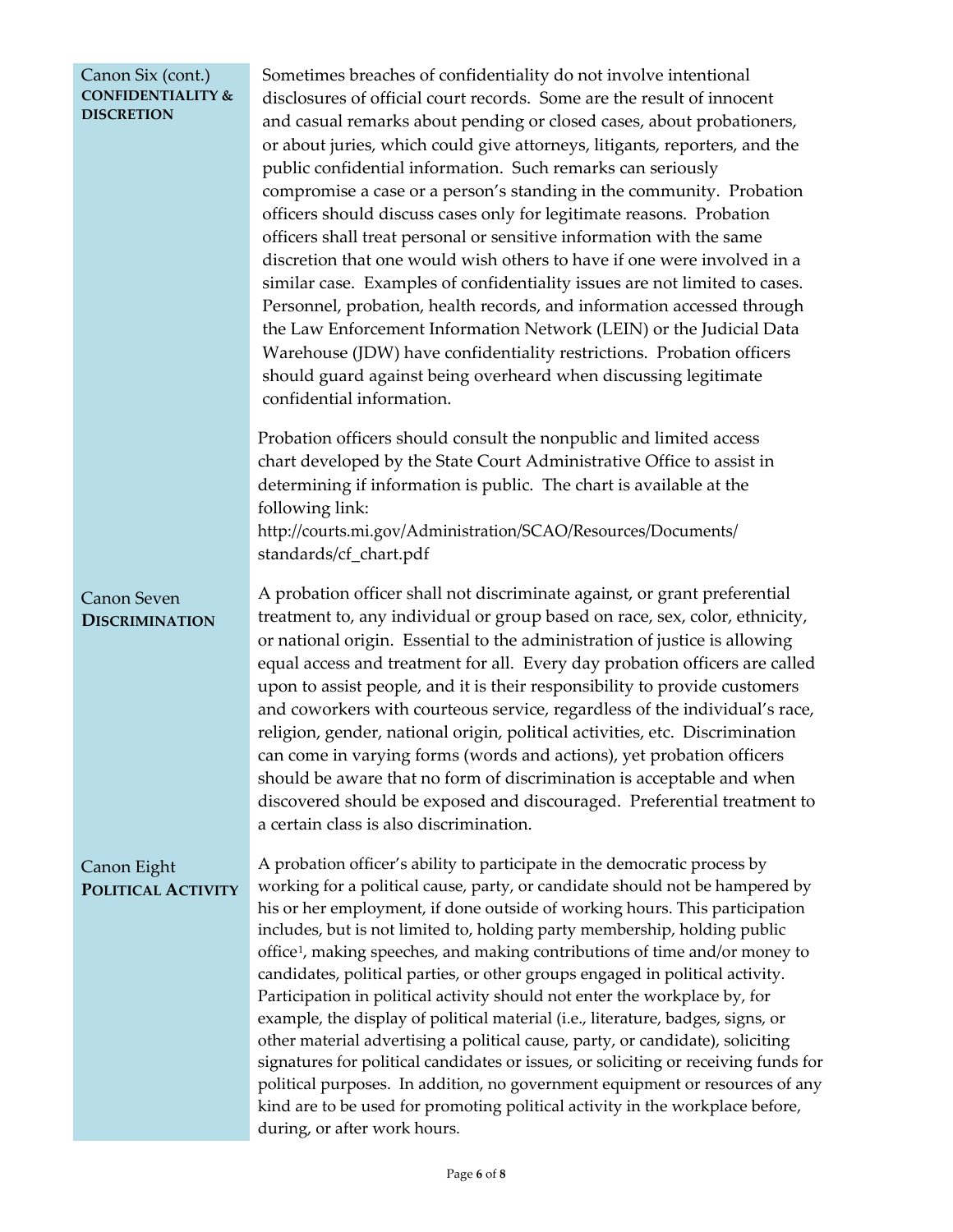## Canon Six (cont.) CONFIDENTIALITY & DISCRETION

Sometimes breaches of confidentiality do not involve intentional disclosures of official court records. Some are the result of innocent and casual remarks about pending or closed cases, about probationers, or about juries, which could give attorneys, litigants, reporters, and the public confidential information. Such remarks can seriously compromise a case or a person's standing in the community. Probation officers should discuss cases only for legitimate reasons. Probation officers shall treat personal or sensitive information with the same discretion that one would wish others to have if one were involved in a similar case. Examples of confidentiality issues are not limited to cases. Personnel, probation, health records, and information accessed through the Law Enforcement Information Network (LEIN) or the Judicial Data Warehouse (JDW) have confidentiality restrictions. Probation officers should guard against being overheard when discussing legitimate confidential information.

Probation officers should consult the nonpublic and limited access chart developed by the State Court Administrative Office to assist in determining if information is public. The chart is available at the following link:
http://courts.mi.gov/Administration/SCAO/Resources/Documents/standards/cf_chart.pdf

## Canon Seven DISCRIMINATION

A probation officer shall not discriminate against, or grant preferential treatment to, any individual or group based on race, sex, color, ethnicity, or national origin. Essential to the administration of justice is allowing equal access and treatment for all. Every day probation officers are called upon to assist people, and it is their responsibility to provide customers and coworkers with courteous service, regardless of the individual's race, religion, gender, national origin, political activities, etc. Discrimination can come in varying forms (words and actions), yet probation officers should be aware that no form of discrimination is acceptable and when discovered should be exposed and discouraged. Preferential treatment to a certain class is also discrimination.

## Canon Eight POLITICAL ACTIVITY

A probation officer's ability to participate in the democratic process by working for a political cause, party, or candidate should not be hampered by his or her employment, if done outside of working hours. This participation includes, but is not limited to, holding party membership, holding public office[1], making speeches, and making contributions of time and/or money to candidates, political parties, or other groups engaged in political activity. Participation in political activity should not enter the workplace by, for example, the display of political material (i.e., literature, badges, signs, or other material advertising a political cause, party, or candidate), soliciting signatures for political candidates or issues, or soliciting or receiving funds for political purposes. In addition, no government equipment or resources of any kind are to be used for promoting political activity in the workplace before, during, or after work hours.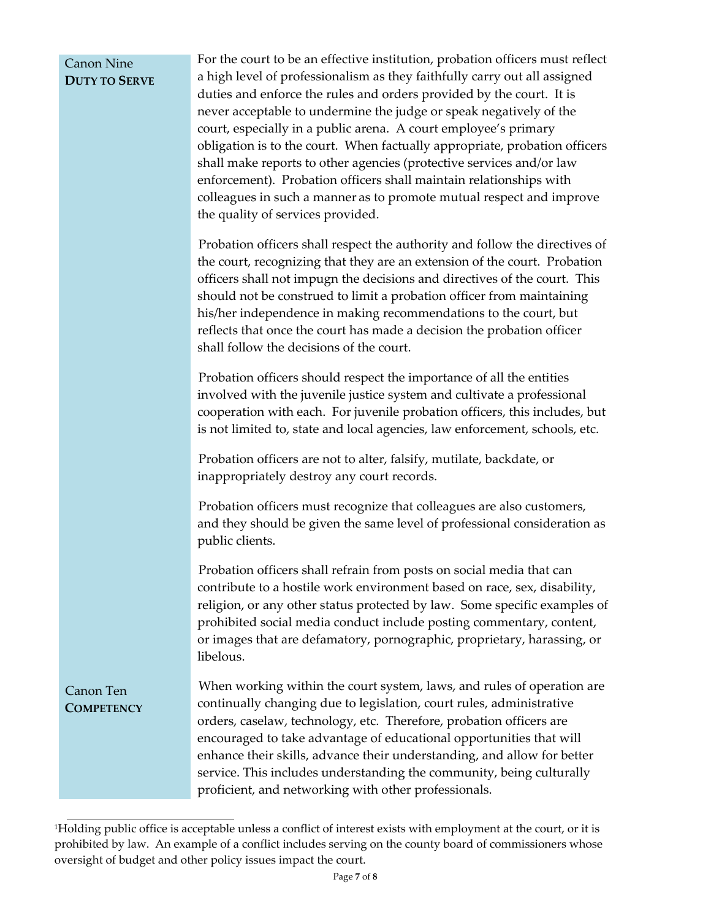## Canon Nine **DUTY TO SERVE**

For the court to be an effective institution, probation officers must reflect a high level of professionalism as they faithfully carry out all assigned duties and enforce the rules and orders provided by the court. It is never acceptable to undermine the judge or speak negatively of the court, especially in a public arena. A court employee's primary obligation is to the court. When factually appropriate, probation officers shall make reports to other agencies (protective services and/or law enforcement). Probation officers shall maintain relationships with colleagues in such a manner as to promote mutual respect and improve the quality of services provided.

Probation officers shall respect the authority and follow the directives of the court, recognizing that they are an extension of the court. Probation officers shall not impugn the decisions and directives of the court. This should not be construed to limit a probation officer from maintaining his/her independence in making recommendations to the court, but reflects that once the court has made a decision the probation officer shall follow the decisions of the court.

Probation officers should respect the importance of all the entities involved with the juvenile justice system and cultivate a professional cooperation with each. For juvenile probation officers, this includes, but is not limited to, state and local agencies, law enforcement, schools, etc.

Probation officers are not to alter, falsify, mutilate, backdate, or inappropriately destroy any court records.

Probation officers must recognize that colleagues are also customers, and they should be given the same level of professional consideration as public clients.

Probation officers shall refrain from posts on social media that can contribute to a hostile work environment based on race, sex, disability, religion, or any other status protected by law. Some specific examples of prohibited social media conduct include posting commentary, content, or images that are defamatory, pornographic, proprietary, harassing, or libelous.

## Canon Ten **COMPETENCY**

When working within the court system, laws, and rules of operation are continually changing due to legislation, court rules, administrative orders, caselaw, technology, etc. Therefore, probation officers are encouraged to take advantage of educational opportunities that will enhance their skills, advance their understanding, and allow for better service. This includes understanding the community, being culturally proficient, and networking with other professionals.

---

[1]Holding public office is acceptable unless a conflict of interest exists with employment at the court, or it is prohibited by law. An example of a conflict includes serving on the county board of commissioners whose oversight of budget and other policy issues impact the court.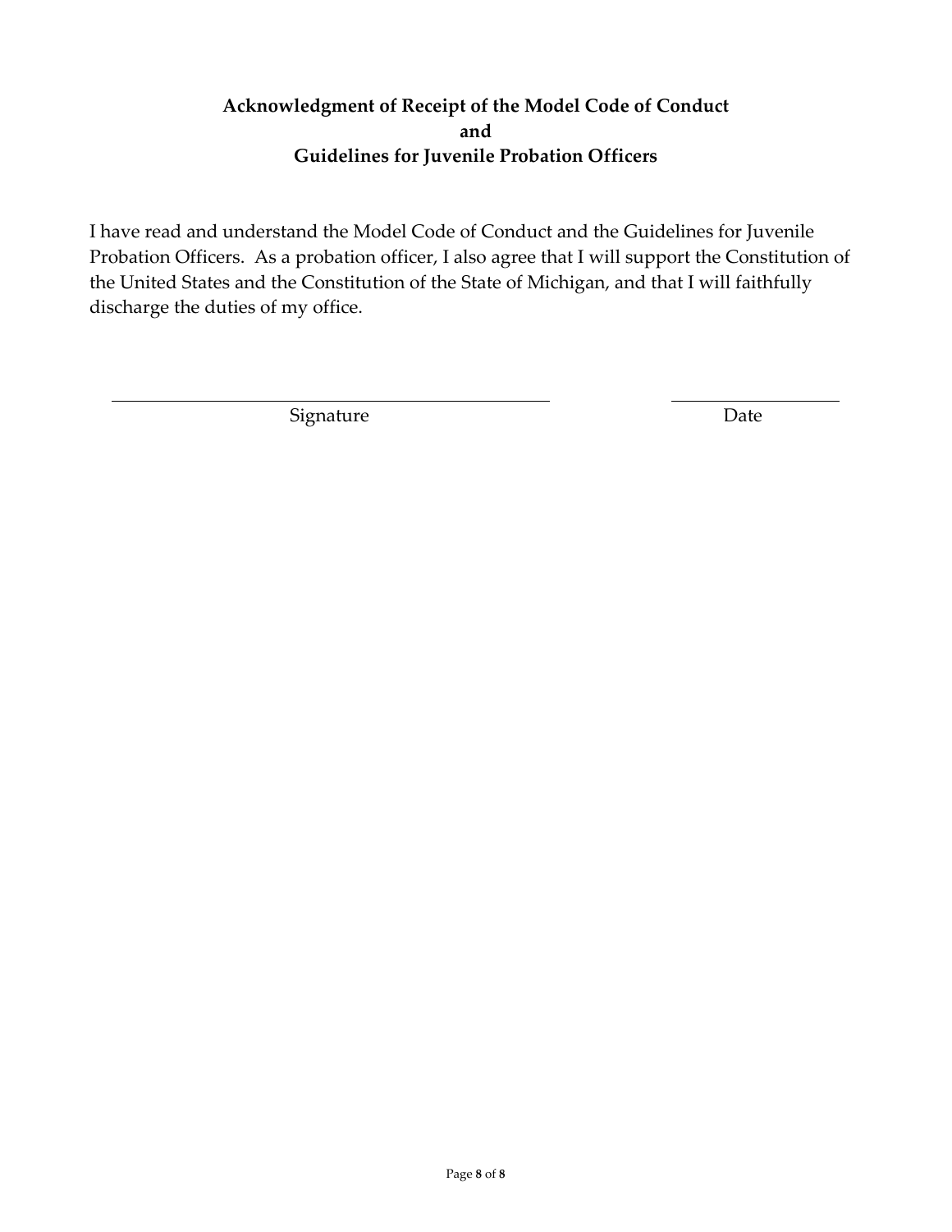**Acknowledgment of Receipt of the Model Code of Conduct**
**and**
**Guidelines for Juvenile Probation Officers**

I have read and understand the Model Code of Conduct and the Guidelines for Juvenile Probation Officers. As a probation officer, I also agree that I will support the Constitution of the United States and the Constitution of the State of Michigan, and that I will faithfully discharge the duties of my office.

\_\_\_\_\_\_\_\_\_\_\_\_\_\_\_\_\_\_\_\_\_\_\_\_\_\_\_\_\_\_\_\_\_\_\_\_\_\_\_\_ \_\_\_\_\_\_\_\_\_\_\_\_\_\_\_\_\_\_\_\_

Signature Date